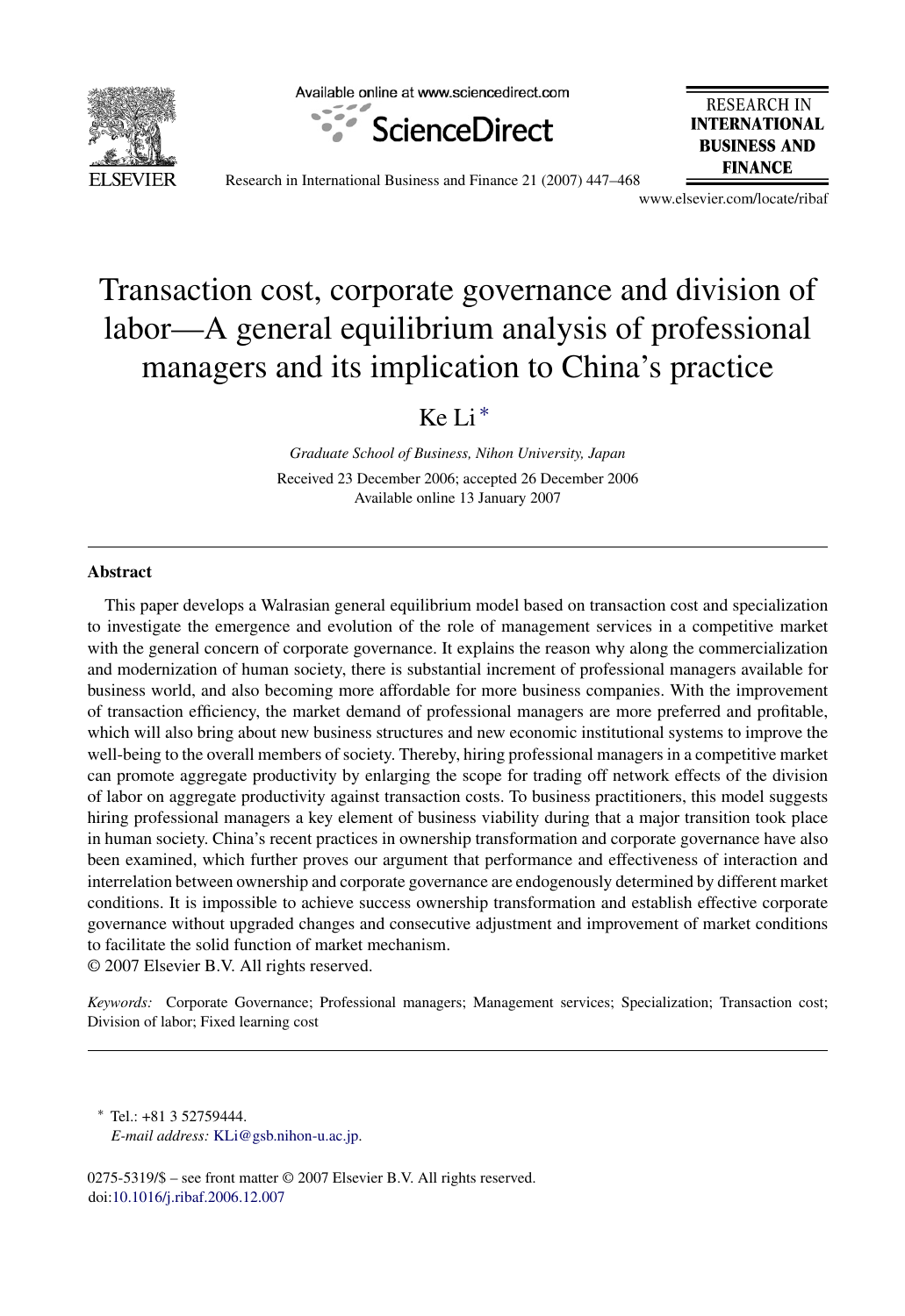# Transaction cost, corporate governance and division of labor—A general equilibrium analysis of professional managers and its implication to China's practice

Ke Li *

*Graduate School of Business, Nihon University, Japan*

Received 23 December 2006; accepted 26 December 2006
Available online 13 January 2007

## Abstract

This paper develops a Walrasian general equilibrium model based on transaction cost and specialization to investigate the emergence and evolution of the role of management services in a competitive market with the general concern of corporate governance. It explains the reason why along the commercialization and modernization of human society, there is substantial increment of professional managers available for business world, and also becoming more affordable for more business companies. With the improvement of transaction efficiency, the market demand of professional managers are more preferred and profitable, which will also bring about new business structures and new economic institutional systems to improve the well-being to the overall members of society. Thereby, hiring professional managers in a competitive market can promote aggregate productivity by enlarging the scope for trading off network effects of the division of labor on aggregate productivity against transaction costs. To business practitioners, this model suggests hiring professional managers a key element of business viability during that a major transition took place in human society. China's recent practices in ownership transformation and corporate governance have also been examined, which further proves our argument that performance and effectiveness of interaction and interrelation between ownership and corporate governance are endogenously determined by different market conditions. It is impossible to achieve success ownership transformation and establish effective corporate governance without upgraded changes and consecutive adjustment and improvement of market conditions to facilitate the solid function of market mechanism.

© 2007 Elsevier B.V. All rights reserved.

*Keywords:* Corporate Governance; Professional managers; Management services; Specialization; Transaction cost; Division of labor; Fixed learning cost

---

* Tel.: +81 3 52759444.
*E-mail address:* KLi@gsb.nihon-u.ac.jp.

0275-5319/$ – see front matter © 2007 Elsevier B.V. All rights reserved.
doi:10.1016/j.ribaf.2006.12.007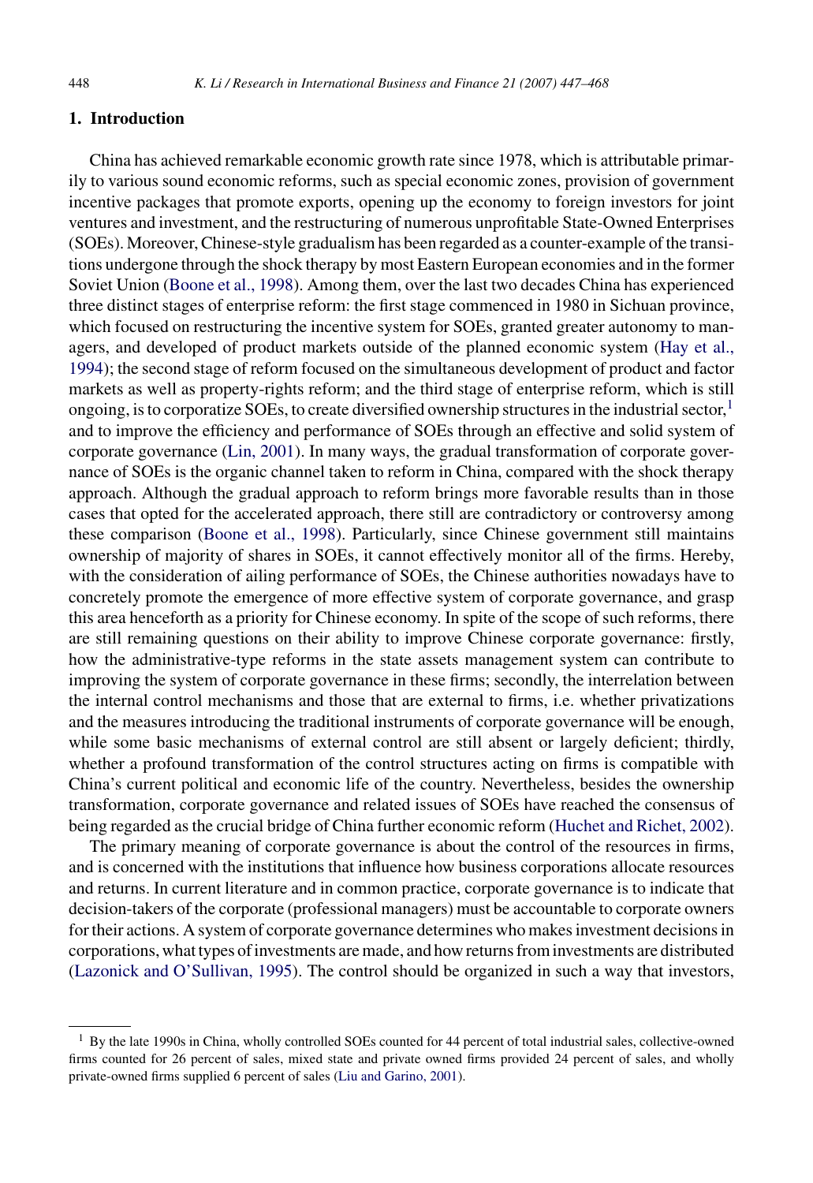## 1. Introduction

China has achieved remarkable economic growth rate since 1978, which is attributable primarily to various sound economic reforms, such as special economic zones, provision of government incentive packages that promote exports, opening up the economy to foreign investors for joint ventures and investment, and the restructuring of numerous unprofitable State-Owned Enterprises (SOEs). Moreover, Chinese-style gradualism has been regarded as a counter-example of the transitions undergone through the shock therapy by most Eastern European economies and in the former Soviet Union (Boone et al., 1998). Among them, over the last two decades China has experienced three distinct stages of enterprise reform: the first stage commenced in 1980 in Sichuan province, which focused on restructuring the incentive system for SOEs, granted greater autonomy to managers, and developed of product markets outside of the planned economic system (Hay et al., 1994); the second stage of reform focused on the simultaneous development of product and factor markets as well as property-rights reform; and the third stage of enterprise reform, which is still ongoing, is to corporatize SOEs, to create diversified ownership structures in the industrial sector,[1] and to improve the efficiency and performance of SOEs through an effective and solid system of corporate governance (Lin, 2001). In many ways, the gradual transformation of corporate governance of SOEs is the organic channel taken to reform in China, compared with the shock therapy approach. Although the gradual approach to reform brings more favorable results than in those cases that opted for the accelerated approach, there still are contradictory or controversy among these comparison (Boone et al., 1998). Particularly, since Chinese government still maintains ownership of majority of shares in SOEs, it cannot effectively monitor all of the firms. Hereby, with the consideration of ailing performance of SOEs, the Chinese authorities nowadays have to concretely promote the emergence of more effective system of corporate governance, and grasp this area henceforth as a priority for Chinese economy. In spite of the scope of such reforms, there are still remaining questions on their ability to improve Chinese corporate governance: firstly, how the administrative-type reforms in the state assets management system can contribute to improving the system of corporate governance in these firms; secondly, the interrelation between the internal control mechanisms and those that are external to firms, i.e. whether privatizations and the measures introducing the traditional instruments of corporate governance will be enough, while some basic mechanisms of external control are still absent or largely deficient; thirdly, whether a profound transformation of the control structures acting on firms is compatible with China's current political and economic life of the country. Nevertheless, besides the ownership transformation, corporate governance and related issues of SOEs have reached the consensus of being regarded as the crucial bridge of China further economic reform (Huchet and Richet, 2002).

The primary meaning of corporate governance is about the control of the resources in firms, and is concerned with the institutions that influence how business corporations allocate resources and returns. In current literature and in common practice, corporate governance is to indicate that decision-takers of the corporate (professional managers) must be accountable to corporate owners for their actions. A system of corporate governance determines who makes investment decisions in corporations, what types of investments are made, and how returns from investments are distributed (Lazonick and O'Sullivan, 1995). The control should be organized in such a way that investors,

[1] By the late 1990s in China, wholly controlled SOEs counted for 44 percent of total industrial sales, collective-owned firms counted for 26 percent of sales, mixed state and private owned firms provided 24 percent of sales, and wholly private-owned firms supplied 6 percent of sales (Liu and Garino, 2001).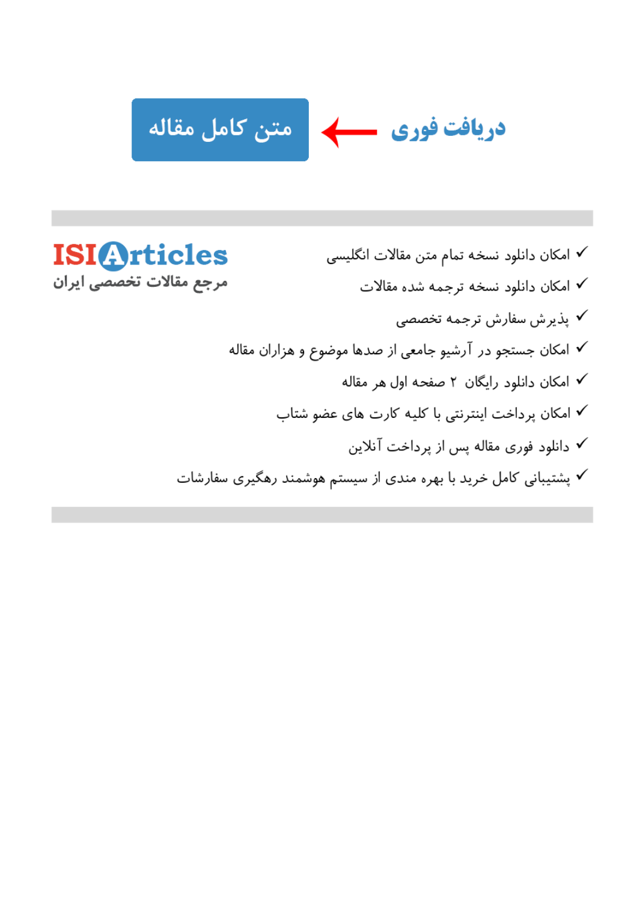دریافت فوری ← متن کامل مقاله

ISIArticles
مرجع مقالات تخصصی ایران

- ✓ امکان دانلود نسخه تمام متن مقالات انگلیسی
- ✓ امکان دانلود نسخه ترجمه شده مقالات
- ✓ پذیرش سفارش ترجمه تخصصی
- ✓ امکان جستجو در آرشیو جامعی از صدها موضوع و هزاران مقاله
- ✓ امکان دانلود رایگان ۲ صفحه اول هر مقاله
- ✓ امکان پرداخت اینترنتی با کلیه کارت های عضو شتاب
- ✓ دانلود فوری مقاله پس از پرداخت آنلاین
- ✓ پشتیبانی کامل خرید با بهره مندی از سیستم هوشمند رهگیری سفارشات